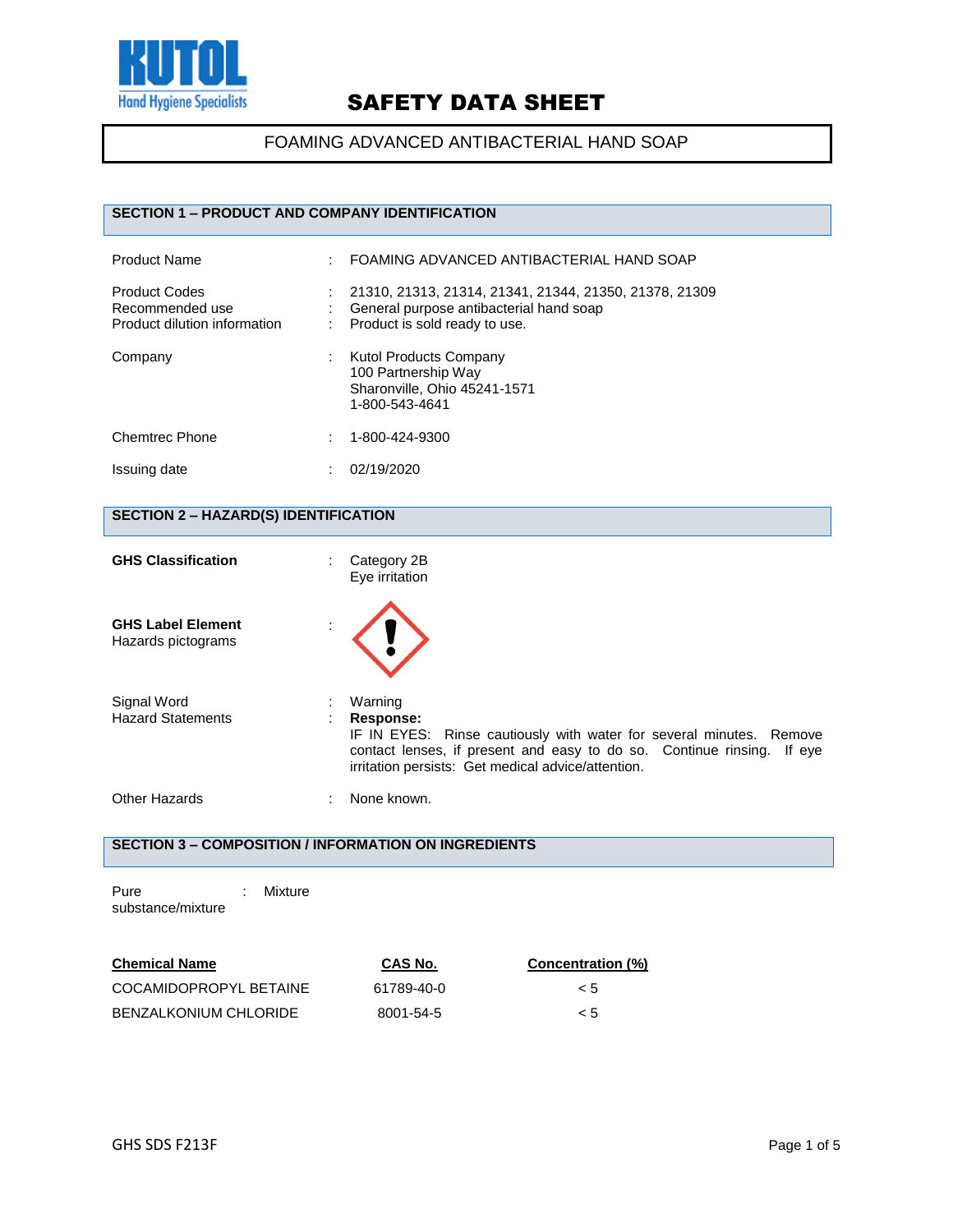KUTOL
Hand Hygiene Specialists

# SAFETY DATA SHEET

FOAMING ADVANCED ANTIBACTERIAL HAND SOAP

## SECTION 1 – PRODUCT AND COMPANY IDENTIFICATION

| | | |
|---|---|---|
| Product Name | : | FOAMING ADVANCED ANTIBACTERIAL HAND SOAP |
| Product Codes | : | 21310, 21313, 21314, 21341, 21344, 21350, 21378, 21309 |
| Recommended use | : | General purpose antibacterial hand soap |
| Product dilution information | : | Product is sold ready to use. |
| Company | : | Kutol Products Company<br>100 Partnership Way<br>Sharonville, Ohio 45241-1571<br>1-800-543-4641 |
| Chemtrec Phone | : | 1-800-424-9300 |
| Issuing date | : | 02/19/2020 |

## SECTION 2 – HAZARD(S) IDENTIFICATION

| | | |
|---|---|---|
| **GHS Classification** | : | Category 2B<br>Eye irritation |
| **GHS Label Element**<br>Hazards pictograms | : | |
| Signal Word | : | Warning |
| Hazard Statements | : | **Response:**<br>IF IN EYES: Rinse cautiously with water for several minutes. Remove contact lenses, if present and easy to do so. Continue rinsing. If eye irritation persists: Get medical advice/attention. |
| Other Hazards | : | None known. |

## SECTION 3 – COMPOSITION / INFORMATION ON INGREDIENTS

Pure substance/mixture : Mixture

| Chemical Name | CAS No. | Concentration (%) |
|---|---|---|
| COCAMIDOPROPYL BETAINE | 61789-40-0 | < 5 |
| BENZALKONIUM CHLORIDE | 8001-54-5 | < 5 |

GHS SDS F213F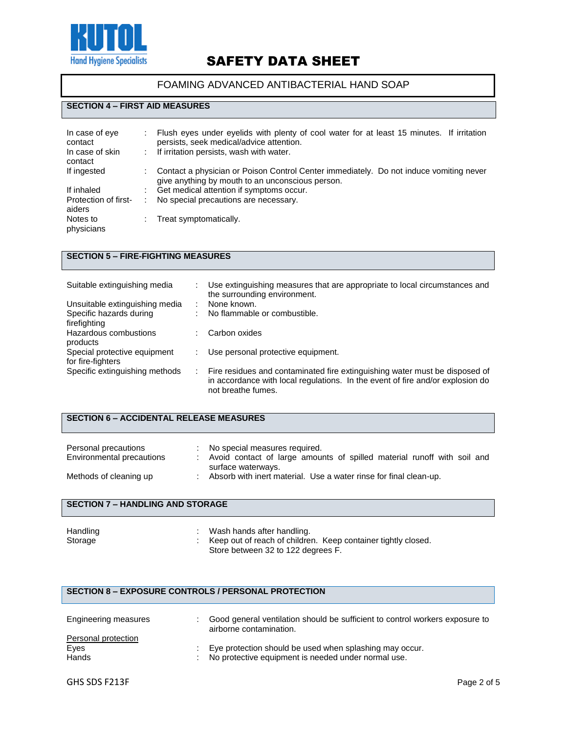# SAFETY DATA SHEET

## FOAMING ADVANCED ANTIBACTERIAL HAND SOAP

### SECTION 4 – FIRST AID MEASURES

| | |
|---|---|
| In case of eye contact | Flush eyes under eyelids with plenty of cool water for at least 15 minutes. If irritation persists, seek medical/advice attention. |
| In case of skin contact | If irritation persists, wash with water. |
| If ingested | Contact a physician or Poison Control Center immediately. Do not induce vomiting never give anything by mouth to an unconscious person. |
| If inhaled | Get medical attention if symptoms occur. |
| Protection of first-aiders | No special precautions are necessary. |
| Notes to physicians | Treat symptomatically. |

### SECTION 5 – FIRE-FIGHTING MEASURES

| | |
|---|---|
| Suitable extinguishing media | Use extinguishing measures that are appropriate to local circumstances and the surrounding environment. |
| Unsuitable extinguishing media | None known. |
| Specific hazards during firefighting | No flammable or combustible. |
| Hazardous combustions products | Carbon oxides |
| Special protective equipment for fire-fighters | Use personal protective equipment. |
| Specific extinguishing methods | Fire residues and contaminated fire extinguishing water must be disposed of in accordance with local regulations. In the event of fire and/or explosion do not breathe fumes. |

### SECTION 6 – ACCIDENTAL RELEASE MEASURES

| | |
|---|---|
| Personal precautions | No special measures required. |
| Environmental precautions | Avoid contact of large amounts of spilled material runoff with soil and surface waterways. |
| Methods of cleaning up | Absorb with inert material. Use a water rinse for final clean-up. |

### SECTION 7 – HANDLING AND STORAGE

| | |
|---|---|
| Handling | Wash hands after handling. |
| Storage | Keep out of reach of children. Keep container tightly closed. Store between 32 to 122 degrees F. |

### SECTION 8 – EXPOSURE CONTROLS / PERSONAL PROTECTION

| | |
|---|---|
| Engineering measures | Good general ventilation should be sufficient to control workers exposure to airborne contamination. |

<u>Personal protection</u>

| | |
|---|---|
| Eyes | Eye protection should be used when splashing may occur. |
| Hands | No protective equipment is needed under normal use. |

GHS SDS F213F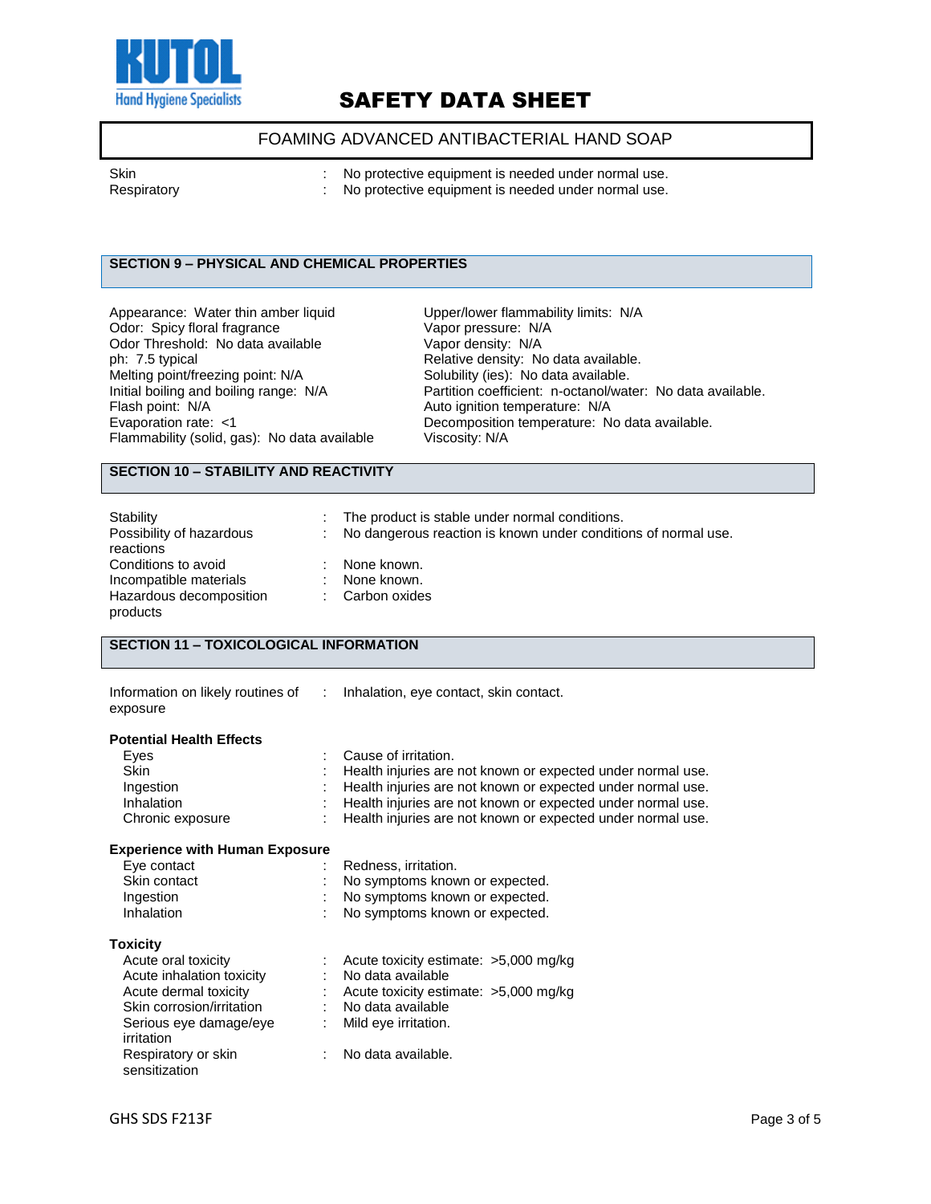| | | |
|---|---|---|
| Skin | : | No protective equipment is needed under normal use. |
| Respiratory | : | No protective equipment is needed under normal use. |

## SECTION 9 – PHYSICAL AND CHEMICAL PROPERTIES

Appearance: Water thin amber liquid
Odor: Spicy floral fragrance
Odor Threshold: No data available
ph: 7.5 typical
Melting point/freezing point: N/A
Initial boiling and boiling range: N/A
Flash point: N/A
Evaporation rate: <1
Flammability (solid, gas): No data available
Upper/lower flammability limits: N/A
Vapor pressure: N/A
Vapor density: N/A
Relative density: No data available.
Solubility (ies): No data available.
Partition coefficient: n-octanol/water: No data available.
Auto ignition temperature: N/A
Decomposition temperature: No data available.
Viscosity: N/A

## SECTION 10 – STABILITY AND REACTIVITY

| | | |
|---|---|---|
| Stability | : | The product is stable under normal conditions. |
| Possibility of hazardous reactions | : | No dangerous reaction is known under conditions of normal use. |
| Conditions to avoid | : | None known. |
| Incompatible materials | : | None known. |
| Hazardous decomposition products | : | Carbon oxides |

## SECTION 11 – TOXICOLOGICAL INFORMATION

| | | |
|---|---|---|
| Information on likely routines of exposure | : | Inhalation, eye contact, skin contact. |

**Potential Health Effects**

| | | |
|---|---|---|
| Eyes | : | Cause of irritation. |
| Skin | : | Health injuries are not known or expected under normal use. |
| Ingestion | : | Health injuries are not known or expected under normal use. |
| Inhalation | : | Health injuries are not known or expected under normal use. |
| Chronic exposure | : | Health injuries are not known or expected under normal use. |

**Experience with Human Exposure**

| | | |
|---|---|---|
| Eye contact | : | Redness, irritation. |
| Skin contact | : | No symptoms known or expected. |
| Ingestion | : | No symptoms known or expected. |
| Inhalation | : | No symptoms known or expected. |

**Toxicity**

| | | |
|---|---|---|
| Acute oral toxicity | : | Acute toxicity estimate: >5,000 mg/kg |
| Acute inhalation toxicity | : | No data available |
| Acute dermal toxicity | : | Acute toxicity estimate: >5,000 mg/kg |
| Skin corrosion/irritation | : | No data available |
| Serious eye damage/eye irritation | : | Mild eye irritation. |
| Respiratory or skin sensitization | : | No data available. |

GHS SDS F213F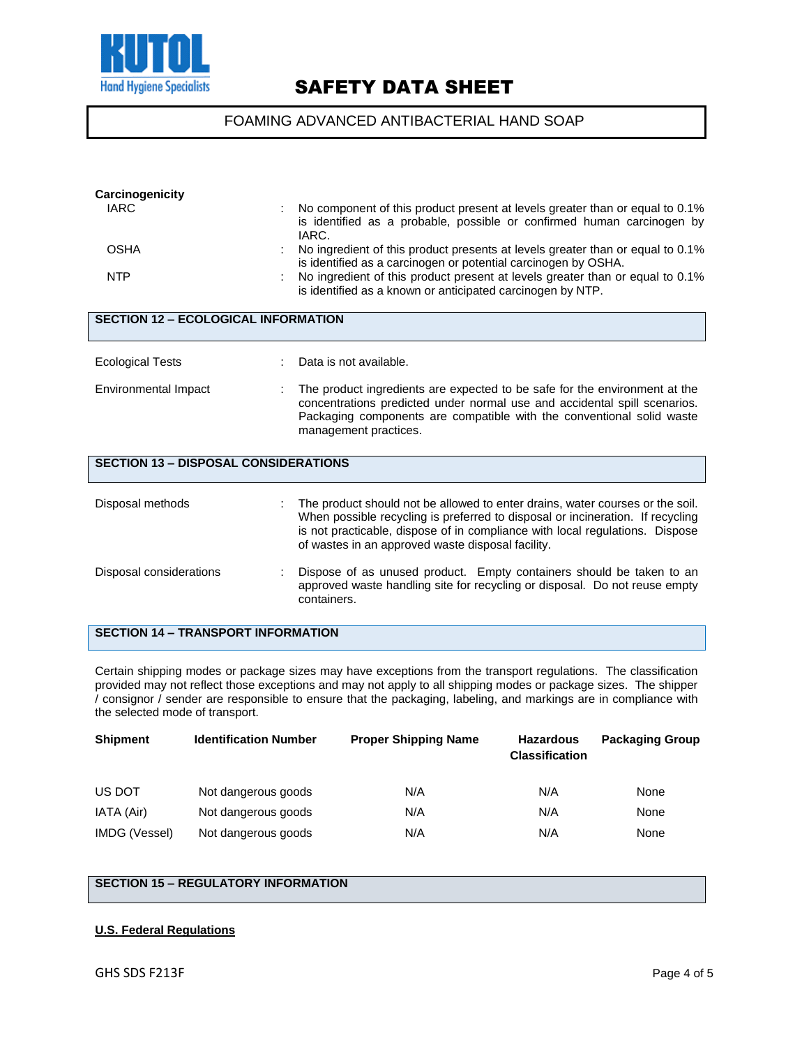**Carcinogenicity**

| | | |
|---|---|---|
| IARC | : | No component of this product present at levels greater than or equal to 0.1% is identified as a probable, possible or confirmed human carcinogen by IARC. |
| OSHA | : | No ingredient of this product presents at levels greater than or equal to 0.1% is identified as a carcinogen or potential carcinogen by OSHA. |
| NTP | : | No ingredient of this product present at levels greater than or equal to 0.1% is identified as a known or anticipated carcinogen by NTP. |

## SECTION 12 – ECOLOGICAL INFORMATION

| | | |
|---|---|---|
| Ecological Tests | : | Data is not available. |
| Environmental Impact | : | The product ingredients are expected to be safe for the environment at the concentrations predicted under normal use and accidental spill scenarios. Packaging components are compatible with the conventional solid waste management practices. |

## SECTION 13 – DISPOSAL CONSIDERATIONS

| | | |
|---|---|---|
| Disposal methods | : | The product should not be allowed to enter drains, water courses or the soil. When possible recycling is preferred to disposal or incineration. If recycling is not practicable, dispose of in compliance with local regulations. Dispose of wastes in an approved waste disposal facility. |
| Disposal considerations | : | Dispose of as unused product. Empty containers should be taken to an approved waste handling site for recycling or disposal. Do not reuse empty containers. |

## SECTION 14 – TRANSPORT INFORMATION

Certain shipping modes or package sizes may have exceptions from the transport regulations. The classification provided may not reflect those exceptions and may not apply to all shipping modes or package sizes. The shipper / consignor / sender are responsible to ensure that the packaging, labeling, and markings are in compliance with the selected mode of transport.

| Shipment | Identification Number | Proper Shipping Name | Hazardous Classification | Packaging Group |
|---|---|---|---|---|
| US DOT | Not dangerous goods | N/A | N/A | None |
| IATA (Air) | Not dangerous goods | N/A | N/A | None |
| IMDG (Vessel) | Not dangerous goods | N/A | N/A | None |

## SECTION 15 – REGULATORY INFORMATION

**U.S. Federal Regulations**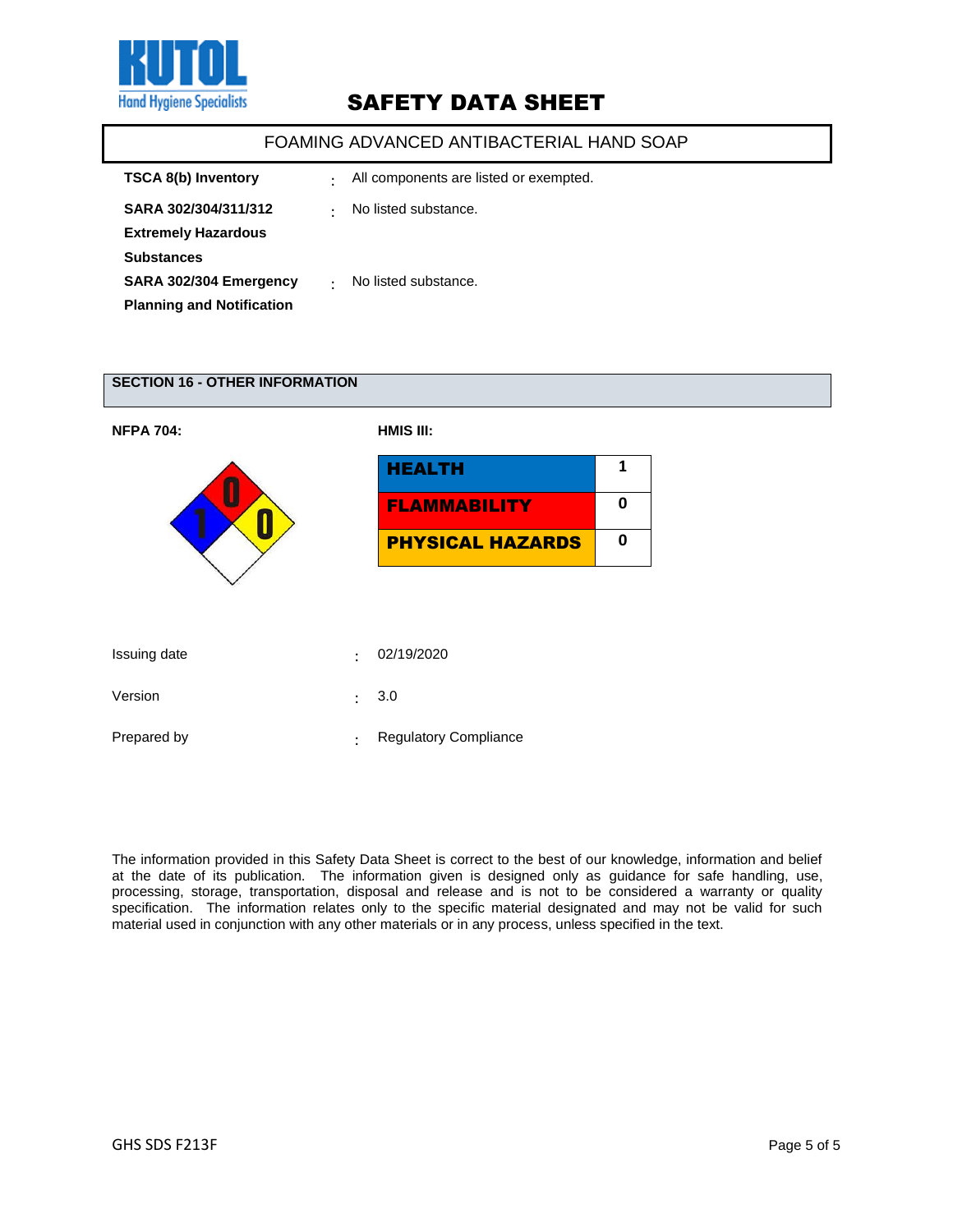# SAFETY DATA SHEET

## FOAMING ADVANCED ANTIBACTERIAL HAND SOAP

| | | |
|---|---|---|
| **TSCA 8(b) Inventory** | : | All components are listed or exempted. |
| **SARA 302/304/311/312 Extremely Hazardous Substances** | : | No listed substance. |
| **SARA 302/304 Emergency Planning and Notification** | : | No listed substance. |

## SECTION 16 - OTHER INFORMATION

**NFPA 704:**

0
1
0

**HMIS III:**

| | |
|---|---|
| HEALTH | 1 |
| FLAMMABILITY | 0 |
| PHYSICAL HAZARDS | 0 |

| | | |
|---|---|---|
| Issuing date | : | 02/19/2020 |
| Version | : | 3.0 |
| Prepared by | : | Regulatory Compliance |

The information provided in this Safety Data Sheet is correct to the best of our knowledge, information and belief at the date of its publication. The information given is designed only as guidance for safe handling, use, processing, storage, transportation, disposal and release and is not to be considered a warranty or quality specification. The information relates only to the specific material designated and may not be valid for such material used in conjunction with any other materials or in any process, unless specified in the text.

GHS SDS F213F